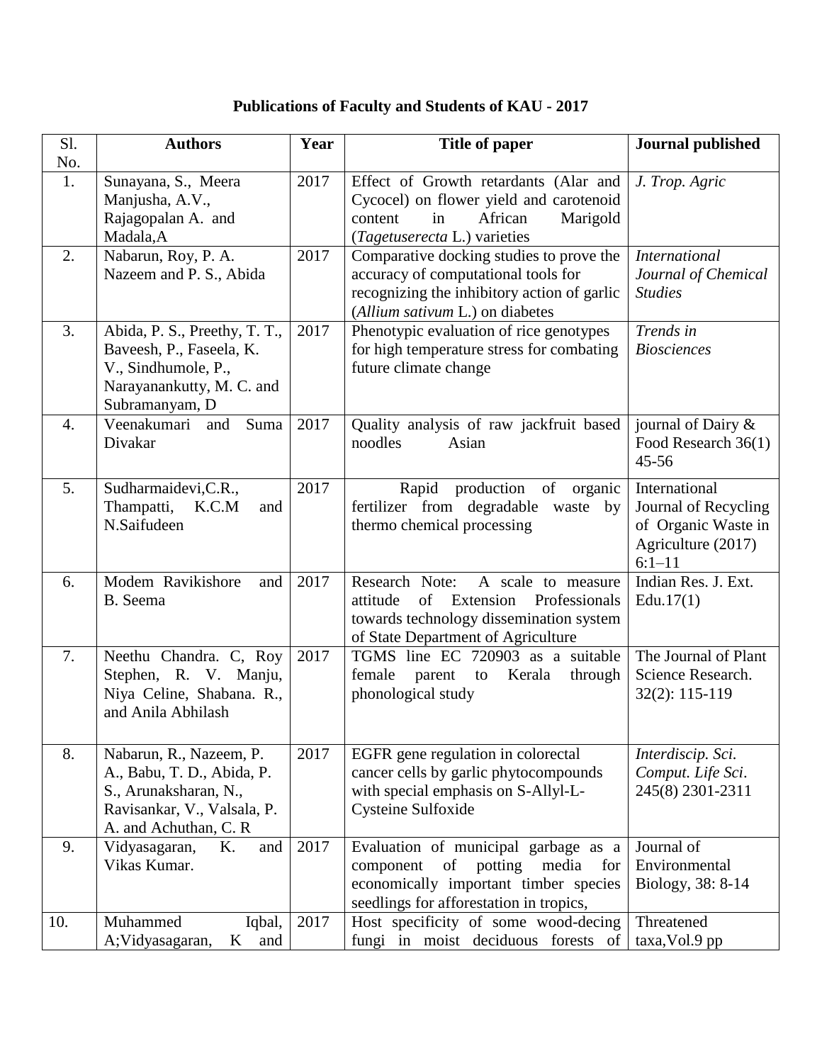# Publications of Faculty and Students of KAU - 2017

| Sl. No. | Authors | Year | Title of paper | Journal published |
|---|---|---|---|---|
| 1. | Sunayana, S., Meera Manjusha, A.V., Rajagopalan A. and Madala,A | 2017 | Effect of Growth retardants (Alar and Cycocel) on flower yield and carotenoid content in African Marigold (*Tagetuserecta* L.) varieties | *J. Trop. Agric* |
| 2. | Nabarun, Roy, P. A. Nazeem and P. S., Abida | 2017 | Comparative docking studies to prove the accuracy of computational tools for recognizing the inhibitory action of garlic (*Allium sativum* L.) on diabetes | *International Journal of Chemical Studies* |
| 3. | Abida, P. S., Preethy, T. T., Baveesh, P., Faseela, K. V., Sindhumole, P., Narayanankutty, M. C. and Subramanyam, D | 2017 | Phenotypic evaluation of rice genotypes for high temperature stress for combating future climate change | *Trends in Biosciences* |
| 4. | Veenakumari and Suma Divakar | 2017 | Quality analysis of raw jackfruit based noodles Asian | journal of Dairy & Food Research 36(1) 45-56 |
| 5. | Sudharmaidevi,C.R., Thampatti, K.C.M and N.Saifudeen | 2017 | Rapid production of organic fertilizer from degradable waste by thermo chemical processing | International Journal of Recycling of Organic Waste in Agriculture (2017) 6:1–11 |
| 6. | Modem Ravikishore and B. Seema | 2017 | Research Note: A scale to measure attitude of Extension Professionals towards technology dissemination system of State Department of Agriculture | Indian Res. J. Ext. Edu.17(1) |
| 7. | Neethu Chandra. C, Roy Stephen, R. V. Manju, Niya Celine, Shabana. R., and Anila Abhilash | 2017 | TGMS line EC 720903 as a suitable female parent to Kerala through phonological study | The Journal of Plant Science Research. 32(2): 115-119 |
| 8. | Nabarun, R., Nazeem, P. A., Babu, T. D., Abida, P. S., Arunaksharan, N., Ravisankar, V., Valsala, P. A. and Achuthan, C. R | 2017 | EGFR gene regulation in colorectal cancer cells by garlic phytocompounds with special emphasis on S-Allyl-L-Cysteine Sulfoxide | *Interdiscip. Sci. Comput. Life Sci*. 245(8) 2301-2311 |
| 9. | Vidyasagaran, K. and Vikas Kumar. | 2017 | Evaluation of municipal garbage as a component of potting media for economically important timber species seedlings for afforestation in tropics, | Journal of Environmental Biology, 38: 8-14 |
| 10. | Muhammed Iqbal, A;Vidyasagaran, K and | 2017 | Host specificity of some wood-decing fungi in moist deciduous forests of | Threatened taxa,Vol.9 pp |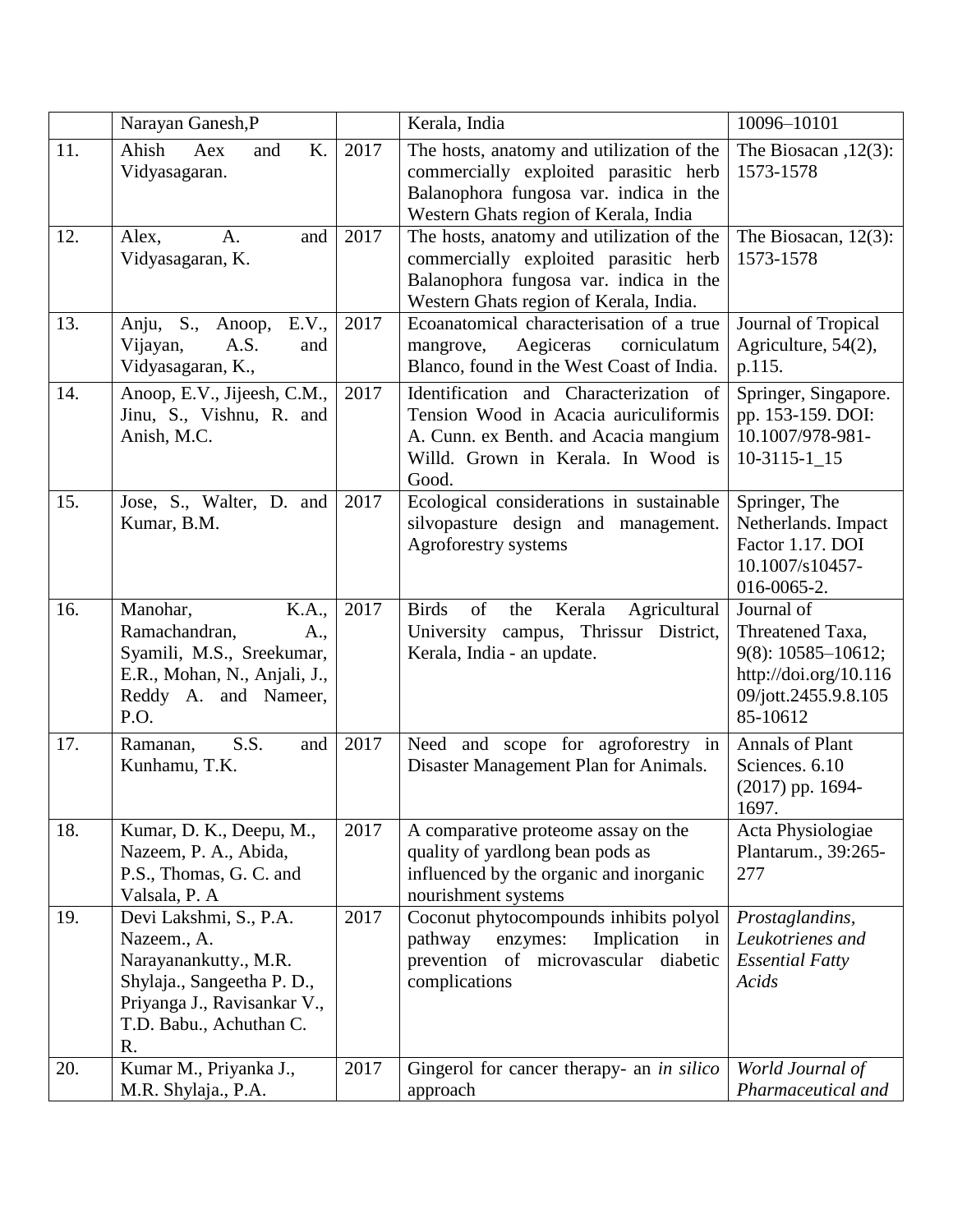| | | | | |
|---|---|---|---|---|
| | Narayan Ganesh,P | | Kerala, India | 10096–10101 |
| 11. | Ahish Aex and K. Vidyasagaran. | 2017 | The hosts, anatomy and utilization of the commercially exploited parasitic herb Balanophora fungosa var. indica in the Western Ghats region of Kerala, India | The Biosacan ,12(3): 1573-1578 |
| 12. | Alex, A. and Vidyasagaran, K. | 2017 | The hosts, anatomy and utilization of the commercially exploited parasitic herb Balanophora fungosa var. indica in the Western Ghats region of Kerala, India. | The Biosacan, 12(3): 1573-1578 |
| 13. | Anju, S., Anoop, E.V., Vijayan, A.S. and Vidyasagaran, K., | 2017 | Ecoanatomical characterisation of a true mangrove, Aegiceras corniculatum Blanco, found in the West Coast of India. | Journal of Tropical Agriculture, 54(2), p.115. |
| 14. | Anoop, E.V., Jijeesh, C.M., Jinu, S., Vishnu, R. and Anish, M.C. | 2017 | Identification and Characterization of Tension Wood in Acacia auriculiformis A. Cunn. ex Benth. and Acacia mangium Willd. Grown in Kerala. In Wood is Good. | Springer, Singapore. pp. 153-159. DOI: 10.1007/978-981-10-3115-1_15 |
| 15. | Jose, S., Walter, D. and Kumar, B.M. | 2017 | Ecological considerations in sustainable silvopasture design and management. Agroforestry systems | Springer, The Netherlands. Impact Factor 1.17. DOI 10.1007/s10457-016-0065-2. |
| 16. | Manohar, K.A., Ramachandran, A., Syamili, M.S., Sreekumar, E.R., Mohan, N., Anjali, J., Reddy A. and Nameer, P.O. | 2017 | Birds of the Kerala Agricultural University campus, Thrissur District, Kerala, India - an update. | Journal of Threatened Taxa, 9(8): 10585–10612; http://doi.org/10.11609/jott.2455.9.8.10585-10612 |
| 17. | Ramanan, S.S. and Kunhamu, T.K. | 2017 | Need and scope for agroforestry in Disaster Management Plan for Animals. | Annals of Plant Sciences. 6.10 (2017) pp. 1694-1697. |
| 18. | Kumar, D. K., Deepu, M., Nazeem, P. A., Abida, P.S., Thomas, G. C. and Valsala, P. A | 2017 | A comparative proteome assay on the quality of yardlong bean pods as influenced by the organic and inorganic nourishment systems | Acta Physiologiae Plantarum., 39:265-277 |
| 19. | Devi Lakshmi, S., P.A. Nazeem., A. Narayanankutty., M.R. Shylaja., Sangeetha P. D., Priyanga J., Ravisankar V., T.D. Babu., Achuthan C. R. | 2017 | Coconut phytocompounds inhibits polyol pathway enzymes: Implication in prevention of microvascular diabetic complications | *Prostaglandins, Leukotrienes and Essential Fatty Acids* |
| 20. | Kumar M., Priyanka J., M.R. Shylaja., P.A. | 2017 | Gingerol for cancer therapy- an *in silico* approach | *World Journal of Pharmaceutical and* |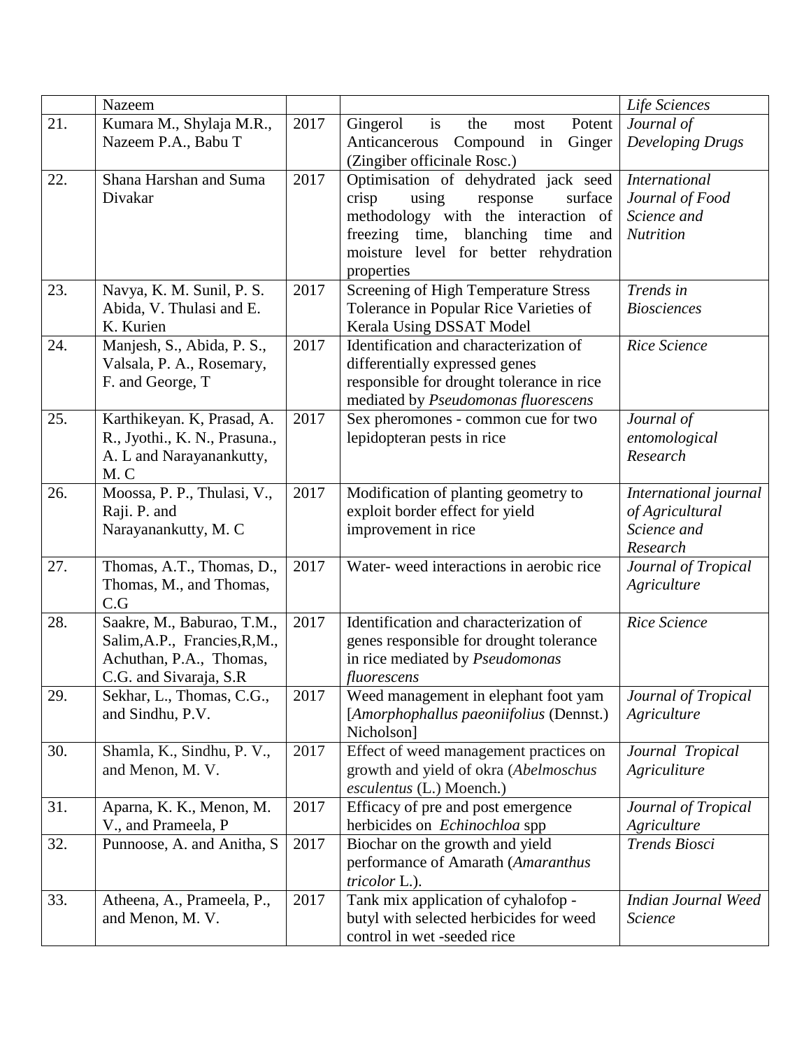| | Nazeem | | | *Life Sciences* |
|---|---|---|---|---|
| 21. | Kumara M., Shylaja M.R., Nazeem P.A., Babu T | 2017 | Gingerol is the most Potent Anticancerous Compound in Ginger (Zingiber officinale Rosc.) | *Journal of Developing Drugs* |
| 22. | Shana Harshan and Suma Divakar | 2017 | Optimisation of dehydrated jack seed crisp using response surface methodology with the interaction of freezing time, blanching time and moisture level for better rehydration properties | *International Journal of Food Science and Nutrition* |
| 23. | Navya, K. M. Sunil, P. S. Abida, V. Thulasi and E. K. Kurien | 2017 | Screening of High Temperature Stress Tolerance in Popular Rice Varieties of Kerala Using DSSAT Model | *Trends in Biosciences* |
| 24. | Manjesh, S., Abida, P. S., Valsala, P. A., Rosemary, F. and George, T | 2017 | Identification and characterization of differentially expressed genes responsible for drought tolerance in rice mediated by *Pseudomonas fluorescens* | *Rice Science* |
| 25. | Karthikeyan. K, Prasad, A. R., Jyothi., K. N., Prasuna., A. L and Narayanankutty, M. C | 2017 | Sex pheromones - common cue for two lepidopteran pests in rice | *Journal of entomological Research* |
| 26. | Moossa, P. P., Thulasi, V., Raji. P. and Narayanankutty, M. C | 2017 | Modification of planting geometry to exploit border effect for yield improvement in rice | *International journal of Agricultural Science and Research* |
| 27. | Thomas, A.T., Thomas, D., Thomas, M., and Thomas, C.G | 2017 | Water- weed interactions in aerobic rice | *Journal of Tropical Agriculture* |
| 28. | Saakre, M., Baburao, T.M., Salim,A.P., Francies,R,M., Achuthan, P.A., Thomas, C.G. and Sivaraja, S.R | 2017 | Identification and characterization of genes responsible for drought tolerance in rice mediated by *Pseudomonas fluorescens* | *Rice Science* |
| 29. | Sekhar, L., Thomas, C.G., and Sindhu, P.V. | 2017 | Weed management in elephant foot yam [*Amorphophallus paeoniifolius* (Dennst.) Nicholson] | *Journal of Tropical Agriculture* |
| 30. | Shamla, K., Sindhu, P. V., and Menon, M. V. | 2017 | Effect of weed management practices on growth and yield of okra (*Abelmoschus esculentus* (L.) Moench.) | *Journal Tropical Agriculiture* |
| 31. | Aparna, K. K., Menon, M. V., and Prameela, P | 2017 | Efficacy of pre and post emergence herbicides on *Echinochloa* spp | *Journal of Tropical Agriculture* |
| 32. | Punnoose, A. and Anitha, S | 2017 | Biochar on the growth and yield performance of Amarath (*Amaranthus tricolor* L.). | *Trends Biosci* |
| 33. | Atheena, A., Prameela, P., and Menon, M. V. | 2017 | Tank mix application of cyhalofop - butyl with selected herbicides for weed control in wet -seeded rice | *Indian Journal Weed Science* |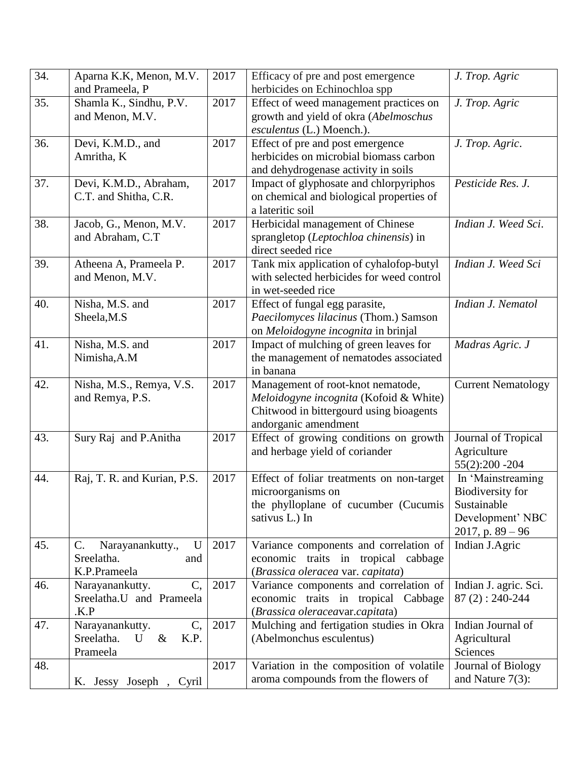| 34. | Aparna K.K, Menon, M.V. and Prameela, P | 2017 | Efficacy of pre and post emergence herbicides on Echinochloa spp | *J. Trop. Agric* |
|---|---|---|---|---|
| 35. | Shamla K., Sindhu, P.V. and Menon, M.V. | 2017 | Effect of weed management practices on growth and yield of okra (*Abelmoschus esculentus* (L.) Moench.). | *J. Trop. Agric* |
| 36. | Devi, K.M.D., and Amritha, K | 2017 | Effect of pre and post emergence herbicides on microbial biomass carbon and dehydrogenase activity in soils | *J. Trop. Agric*. |
| 37. | Devi, K.M.D., Abraham, C.T. and Shitha, C.R. | 2017 | Impact of glyphosate and chlorpyriphos on chemical and biological properties of a lateritic soil | *Pesticide Res. J.* |
| 38. | Jacob, G., Menon, M.V. and Abraham, C.T | 2017 | Herbicidal management of Chinese sprangletop (*Leptochloa chinensis*) in direct seeded rice | *Indian J. Weed Sci*. |
| 39. | Atheena A, Prameela P. and Menon, M.V. | 2017 | Tank mix application of cyhalofop-butyl with selected herbicides for weed control in wet-seeded rice | *Indian J. Weed Sci* |
| 40. | Nisha, M.S. and Sheela,M.S | 2017 | Effect of fungal egg parasite, *Paecilomyces lilacinus* (Thom.) Samson on *Meloidogyne incognita* in brinjal | *Indian J. Nematol* |
| 41. | Nisha, M.S. and Nimisha,A.M | 2017 | Impact of mulching of green leaves for the management of nematodes associated in banana | *Madras Agric. J* |
| 42. | Nisha, M.S., Remya, V.S. and Remya, P.S. | 2017 | Management of root-knot nematode, *Meloidogyne incognita* (Kofoid & White) Chitwood in bittergourd using bioagents andorganic amendment | Current Nematology |
| 43. | Sury Raj and P.Anitha | 2017 | Effect of growing conditions on growth and herbage yield of coriander | Journal of Tropical Agriculture 55(2):200 -204 |
| 44. | Raj, T. R. and Kurian, P.S. | 2017 | Effect of foliar treatments on non-target microorganisms on the phylloplane of cucumber (Cucumis sativus L.) In | In 'Mainstreaming Biodiversity for Sustainable Development' NBC 2017, p. 89 – 96 |
| 45. | C. Narayanankutty., U Sreelatha. and K.P.Prameela | 2017 | Variance components and correlation of economic traits in tropical cabbage (*Brassica oleracea* var. *capitata*) | Indian J.Agric |
| 46. | Narayanankutty. C, Sreelatha.U and Prameela .K.P | 2017 | Variance components and correlation of economic traits in tropical Cabbage (*Brassica oleracea*var.*capitat*a) | Indian J. agric. Sci. 87 (2) : 240-244 |
| 47. | Narayanankutty. C, Sreelatha. U & K.P. Prameela | 2017 | Mulching and fertigation studies in Okra (Abelmonchus esculentus) | Indian Journal of Agricultural Sciences |
| 48. | K. Jessy Joseph , Cyril | 2017 | Variation in the composition of volatile aroma compounds from the flowers of | Journal of Biology and Nature 7(3): |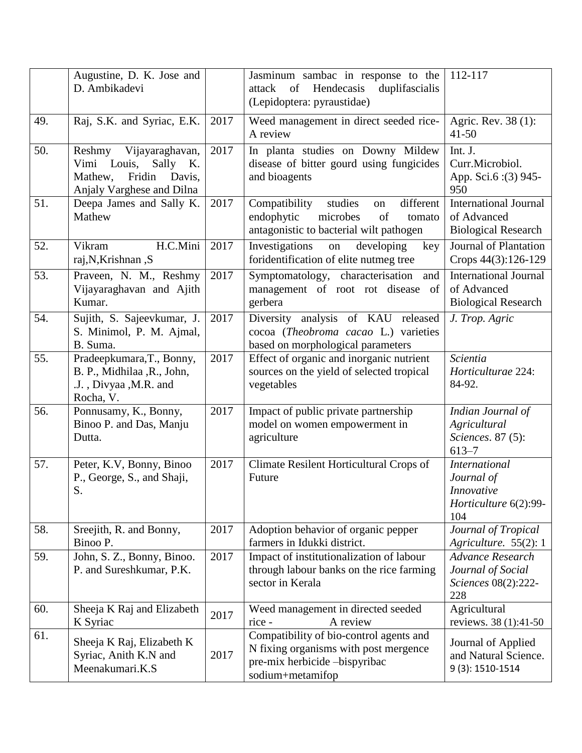| | | | | |
|---|---|---|---|---|
| | Augustine, D. K. Jose and D. Ambikadevi | | Jasminum sambac in response to the attack of Hendecasis duplifascialis (Lepidoptera: pyraustidae) | 112-117 |
| 49. | Raj, S.K. and Syriac, E.K. | 2017 | Weed management in direct seeded rice- A review | Agric. Rev. 38 (1): 41-50 |
| 50. | Reshmy Vijayaraghavan, Vimi Louis, Sally K. Mathew, Fridin Davis, Anjaly Varghese and Dilna | 2017 | In planta studies on Downy Mildew disease of bitter gourd using fungicides and bioagents | Int. J. Curr.Microbiol. App. Sci.6 :(3) 945-950 |
| 51. | Deepa James and Sally K. Mathew | 2017 | Compatibility studies on different endophytic microbes of tomato antagonistic to bacterial wilt pathogen | International Journal of Advanced Biological Research |
| 52. | Vikram H.C.Mini raj,N,Krishnan ,S | 2017 | Investigations on developing key foridentification of elite nutmeg tree | Journal of Plantation Crops 44(3):126-129 |
| 53. | Praveen, N. M., Reshmy Vijayaraghavan and Ajith Kumar. | 2017 | Symptomatology, characterisation and management of root rot disease of gerbera | International Journal of Advanced Biological Research |
| 54. | Sujith, S. Sajeevkumar, J. S. Minimol, P. M. Ajmal, B. Suma. | 2017 | Diversity analysis of KAU released cocoa (*Theobroma cacao* L.) varieties based on morphological parameters | *J. Trop. Agric* |
| 55. | Pradeepkumara,T., Bonny, B. P., Midhilaa ,R., John, .J. , Divyaa ,M.R. and Rocha, V. | 2017 | Effect of organic and inorganic nutrient sources on the yield of selected tropical vegetables | *Scientia Horticulturae* 224: 84-92. |
| 56. | Ponnusamy, K., Bonny, Binoo P. and Das, Manju Dutta. | 2017 | Impact of public private partnership model on women empowerment in agriculture | *Indian Journal of Agricultural Sciences*. 87 (5): 613–7 |
| 57. | Peter, K.V, Bonny, Binoo P., George, S., and Shaji, S. | 2017 | Climate Resilent Horticultural Crops of Future | *International Journal of Innovative Horticulture* 6(2):99-104 |
| 58. | Sreejith, R. and Bonny, Binoo P. | 2017 | Adoption behavior of organic pepper farmers in Idukki district. | *Journal of Tropical Agriculture.* 55(2): 1 |
| 59. | John, S. Z., Bonny, Binoo. P. and Sureshkumar, P.K. | 2017 | Impact of institutionalization of labour through labour banks on the rice farming sector in Kerala | *Advance Research Journal of Social Sciences* 08(2):222-228 |
| 60. | Sheeja K Raj and Elizabeth K Syriac | 2017 | Weed management in directed seeded rice - A review | Agricultural reviews. 38 (1):41-50 |
| 61. | Sheeja K Raj, Elizabeth K Syriac, Anith K.N and Meenakumari.K.S | 2017 | Compatibility of bio-control agents and N fixing organisms with post mergence pre-mix herbicide –bispyribac sodium+metamifop | Journal of Applied and Natural Science. 9 (3): 1510-1514 |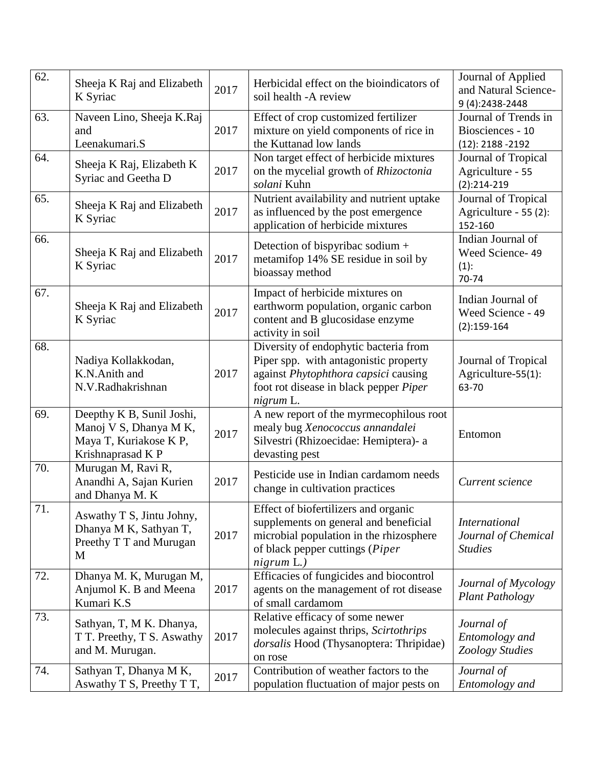| 62. | Sheeja K Raj and Elizabeth K Syriac | 2017 | Herbicidal effect on the bioindicators of soil health -A review | Journal of Applied and Natural Science- 9 (4):2438-2448 |
|---|---|---|---|---|
| 63. | Naveen Lino, Sheeja K.Raj and Leenakumari.S | 2017 | Effect of crop customized fertilizer mixture on yield components of rice in the Kuttanad low lands | Journal of Trends in Biosciences - 10 (12): 2188 -2192 |
| 64. | Sheeja K Raj, Elizabeth K Syriac and Geetha D | 2017 | Non target effect of herbicide mixtures on the mycelial growth of *Rhizoctonia solani* Kuhn | Journal of Tropical Agriculture - 55 (2):214-219 |
| 65. | Sheeja K Raj and Elizabeth K Syriac | 2017 | Nutrient availability and nutrient uptake as influenced by the post emergence application of herbicide mixtures | Journal of Tropical Agriculture - 55 (2): 152-160 |
| 66. | Sheeja K Raj and Elizabeth K Syriac | 2017 | Detection of bispyribac sodium + metamifop 14% SE residue in soil by bioassay method | Indian Journal of Weed Science- 49 (1): 70-74 |
| 67. | Sheeja K Raj and Elizabeth K Syriac | 2017 | Impact of herbicide mixtures on earthworm population, organic carbon content and B glucosidase enzyme activity in soil | Indian Journal of Weed Science - 49 (2):159-164 |
| 68. | Nadiya Kollakkodan, K.N.Anith and N.V.Radhakrishnan | 2017 | Diversity of endophytic bacteria from Piper spp. with antagonistic property against *Phytophthora capsici* causing foot rot disease in black pepper *Piper nigrum* L. | Journal of Tropical Agriculture-55(1): 63-70 |
| 69. | Deepthy K B, Sunil Joshi, Manoj V S, Dhanya M K, Maya T, Kuriakose K P, Krishnaprasad K P | 2017 | A new report of the myrmecophilous root mealy bug *Xenococcus annandalei* Silvestri (Rhizoecidae: Hemiptera)- a devasting pest | Entomon |
| 70. | Murugan M, Ravi R, Anandhi A, Sajan Kurien and Dhanya M. K | 2017 | Pesticide use in Indian cardamom needs change in cultivation practices | *Current science* |
| 71. | Aswathy T S, Jintu Johny, Dhanya M K, Sathyan T, Preethy T T and Murugan M | 2017 | Effect of biofertilizers and organic supplements on general and beneficial microbial population in the rhizosphere of black pepper cuttings (*Piper nigrum* L.) | *International Journal of Chemical Studies* |
| 72. | Dhanya M. K, Murugan M, Anjumol K. B and Meena Kumari K.S | 2017 | Efficacies of fungicides and biocontrol agents on the management of rot disease of small cardamom | *Journal of Mycology Plant Pathology* |
| 73. | Sathyan, T, M K. Dhanya, T T. Preethy, T S. Aswathy and M. Murugan. | 2017 | Relative efficacy of some newer molecules against thrips, *Scirtothrips dorsalis* Hood (Thysanoptera: Thripidae) on rose | *Journal of Entomology and Zoology Studies* |
| 74. | Sathyan T, Dhanya M K, Aswathy T S, Preethy T T, | 2017 | Contribution of weather factors to the population fluctuation of major pests on | *Journal of Entomology and* |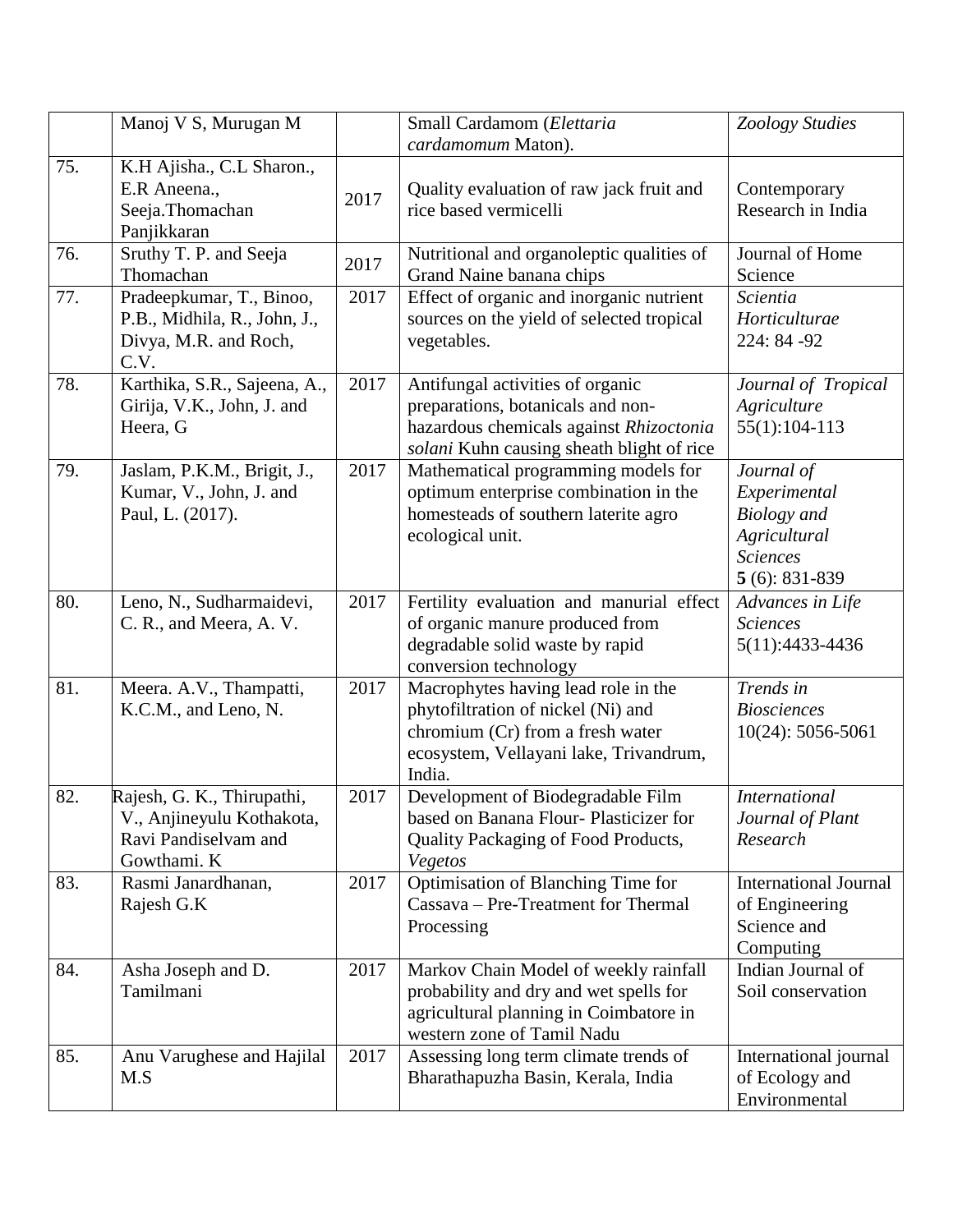| | | | | |
|---|---|---|---|---|
| | Manoj V S, Murugan M | | Small Cardamom (*Elettaria cardamomum* Maton). | *Zoology Studies* |
| 75. | K.H Ajisha., C.L Sharon., E.R Aneena., Seeja.Thomachan Panjikkaran | 2017 | Quality evaluation of raw jack fruit and rice based vermicelli | Contemporary Research in India |
| 76. | Sruthy T. P. and Seeja Thomachan | 2017 | Nutritional and organoleptic qualities of Grand Naine banana chips | Journal of Home Science |
| 77. | Pradeepkumar, T., Binoo, P.B., Midhila, R., John, J., Divya, M.R. and Roch, C.V. | 2017 | Effect of organic and inorganic nutrient sources on the yield of selected tropical vegetables. | *Scientia Horticulturae* 224: 84 -92 |
| 78. | Karthika, S.R., Sajeena, A., Girija, V.K., John, J. and Heera, G | 2017 | Antifungal activities of organic preparations, botanicals and non-hazardous chemicals against *Rhizoctonia solani* Kuhn causing sheath blight of rice | *Journal of Tropical Agriculture* 55(1):104-113 |
| 79. | Jaslam, P.K.M., Brigit, J., Kumar, V., John, J. and Paul, L. (2017). | 2017 | Mathematical programming models for optimum enterprise combination in the homesteads of southern laterite agro ecological unit. | *Journal of Experimental Biology and Agricultural Sciences* **5** (6): 831-839 |
| 80. | Leno, N., Sudharmaidevi, C. R., and Meera, A. V. | 2017 | Fertility evaluation and manurial effect of organic manure produced from degradable solid waste by rapid conversion technology | *Advances in Life Sciences* 5(11):4433-4436 |
| 81. | Meera. A.V., Thampatti, K.C.M., and Leno, N. | 2017 | Macrophytes having lead role in the phytofiltration of nickel (Ni) and chromium (Cr) from a fresh water ecosystem, Vellayani lake, Trivandrum, India. | *Trends in Biosciences* 10(24): 5056-5061 |
| 82. | Rajesh, G. K., Thirupathi, V., Anjineyulu Kothakota, Ravi Pandiselvam and Gowthami. K | 2017 | Development of Biodegradable Film based on Banana Flour- Plasticizer for Quality Packaging of Food Products, *Vegetos* | *International Journal of Plant Research* |
| 83. | Rasmi Janardhanan, Rajesh G.K | 2017 | Optimisation of Blanching Time for Cassava – Pre-Treatment for Thermal Processing | International Journal of Engineering Science and Computing |
| 84. | Asha Joseph and D. Tamilmani | 2017 | Markov Chain Model of weekly rainfall probability and dry and wet spells for agricultural planning in Coimbatore in western zone of Tamil Nadu | Indian Journal of Soil conservation |
| 85. | Anu Varughese and Hajilal M.S | 2017 | Assessing long term climate trends of Bharathapuzha Basin, Kerala, India | International journal of Ecology and Environmental |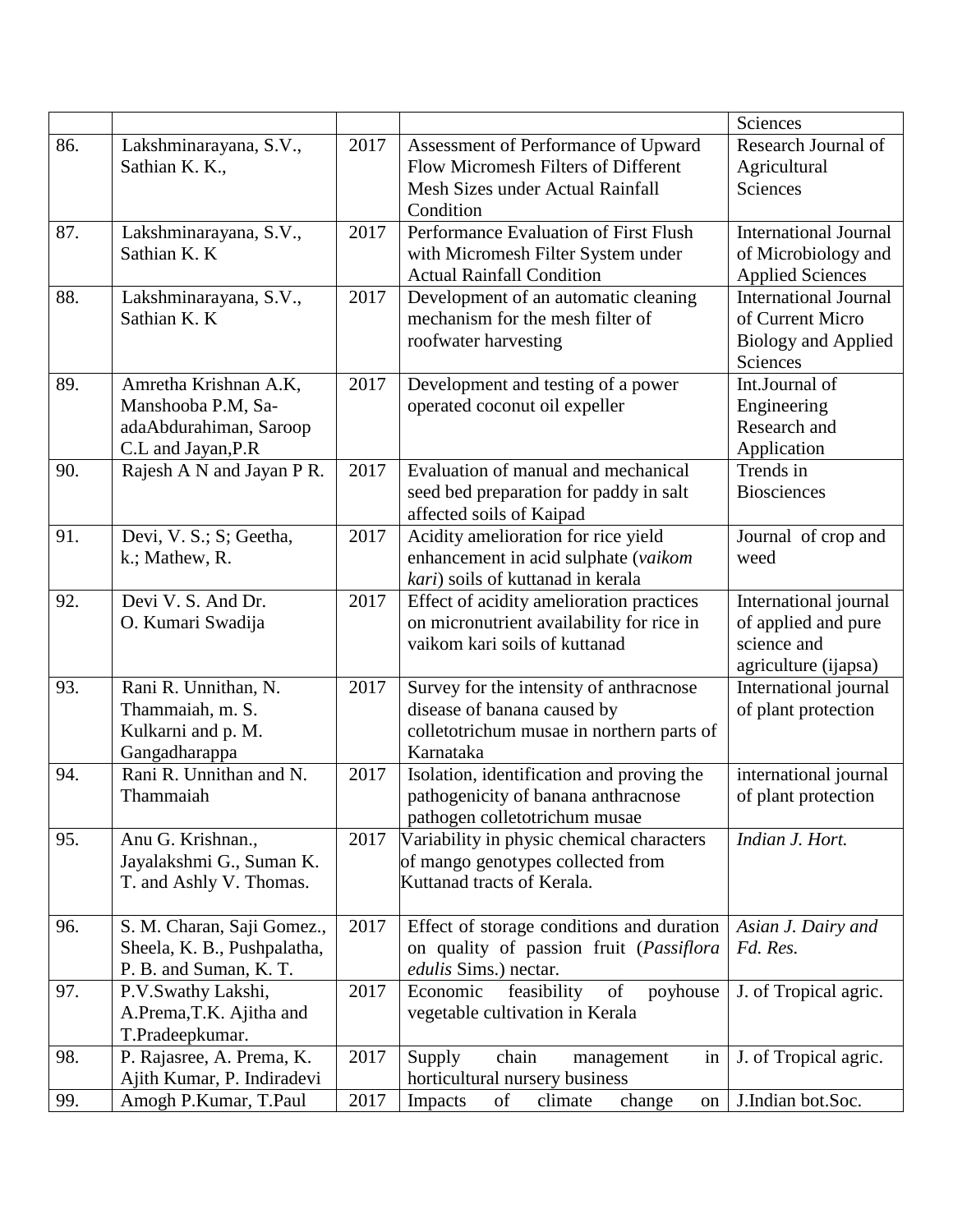| | | | | |
|---|---|---|---|---|
| | | | | Sciences |
| 86. | Lakshminarayana, S.V., Sathian K. K., | 2017 | Assessment of Performance of Upward Flow Micromesh Filters of Different Mesh Sizes under Actual Rainfall Condition | Research Journal of Agricultural Sciences |
| 87. | Lakshminarayana, S.V., Sathian K. K | 2017 | Performance Evaluation of First Flush with Micromesh Filter System under Actual Rainfall Condition | International Journal of Microbiology and Applied Sciences |
| 88. | Lakshminarayana, S.V., Sathian K. K | 2017 | Development of an automatic cleaning mechanism for the mesh filter of roofwater harvesting | International Journal of Current Micro Biology and Applied Sciences |
| 89. | Amretha Krishnan A.K, Manshooba P.M, Sa-adaAbdurahiman, Saroop C.L and Jayan,P.R | 2017 | Development and testing of a power operated coconut oil expeller | Int.Journal of Engineering Research and Application |
| 90. | Rajesh A N and Jayan P R. | 2017 | Evaluation of manual and mechanical seed bed preparation for paddy in salt affected soils of Kaipad | Trends in Biosciences |
| 91. | Devi, V. S.; S; Geetha, k.; Mathew, R. | 2017 | Acidity amelioration for rice yield enhancement in acid sulphate (*vaikom kari*) soils of kuttanad in kerala | Journal of crop and weed |
| 92. | Devi V. S. And Dr. O. Kumari Swadija | 2017 | Effect of acidity amelioration practices on micronutrient availability for rice in vaikom kari soils of kuttanad | International journal of applied and pure science and agriculture (ijapsa) |
| 93. | Rani R. Unnithan, N. Thammaiah, m. S. Kulkarni and p. M. Gangadharappa | 2017 | Survey for the intensity of anthracnose disease of banana caused by colletotrichum musae in northern parts of Karnataka | International journal of plant protection |
| 94. | Rani R. Unnithan and N. Thammaiah | 2017 | Isolation, identification and proving the pathogenicity of banana anthracnose pathogen colletotrichum musae | international journal of plant protection |
| 95. | Anu G. Krishnan., Jayalakshmi G., Suman K. T. and Ashly V. Thomas. | 2017 | Variability in physic chemical characters of mango genotypes collected from Kuttanad tracts of Kerala. | *Indian J. Hort.* |
| 96. | S. M. Charan, Saji Gomez., Sheela, K. B., Pushpalatha, P. B. and Suman, K. T. | 2017 | Effect of storage conditions and duration on quality of passion fruit (*Passiflora edulis* Sims.) nectar. | *Asian J. Dairy and Fd. Res.* |
| 97. | P.V.Swathy Lakshi, A.Prema,T.K. Ajitha and T.Pradeepkumar. | 2017 | Economic feasibility of poyhouse vegetable cultivation in Kerala | J. of Tropical agric. |
| 98. | P. Rajasree, A. Prema, K. Ajith Kumar, P. Indiradevi | 2017 | Supply chain management in horticultural nursery business | J. of Tropical agric. |
| 99. | Amogh P.Kumar, T.Paul | 2017 | Impacts of climate change on | J.Indian bot.Soc. |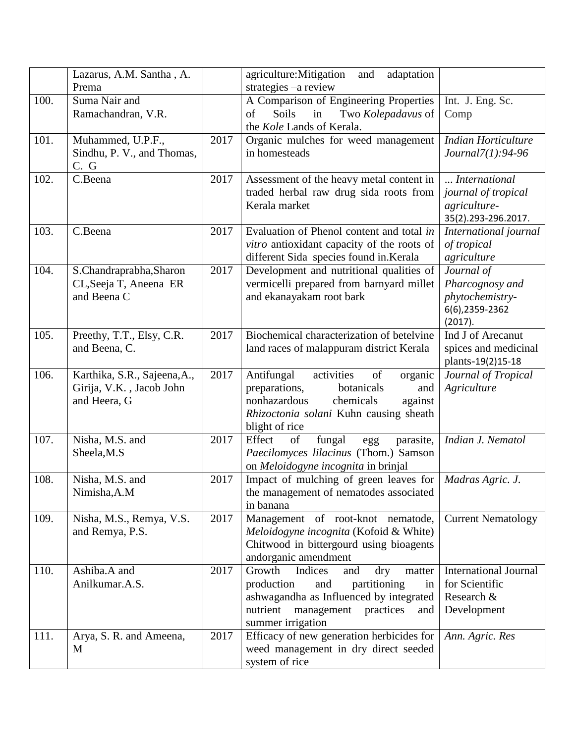|  | Lazarus, A.M. Santha , A. Prema |  | agriculture:Mitigation and adaptation strategies –a review |  |
|---|---|---|---|---|
| 100. | Suma Nair and Ramachandran, V.R. |  | A Comparison of Engineering Properties of Soils in Two *Kolepadavus* of the *Kole* Lands of Kerala. | Int. J. Eng. Sc. Comp |
| 101. | Muhammed, U.P.F., Sindhu, P. V., and Thomas, C. G | 2017 | Organic mulches for weed management in homesteads | *Indian Horticulture Journal7(1):94-96* |
| 102. | C.Beena | 2017 | Assessment of the heavy metal content in traded herbal raw drug sida roots from Kerala market | *... International journal of tropical agriculture-* 35(2).293-296.2017. |
| 103. | C.Beena | 2017 | Evaluation of Phenol content and total *in vitro* antioxidant capacity of the roots of different Sida species found in.Kerala | *International journal of tropical agriculture* |
| 104. | S.Chandraprabha,Sharon CL,Seeja T, Aneena ER and Beena C | 2017 | Development and nutritional qualities of vermicelli prepared from barnyard millet and ekanayakam root bark | *Journal of Pharcognosy and phytochemistry-* 6(6),2359-2362 (2017). |
| 105. | Preethy, T.T., Elsy, C.R. and Beena, C. | 2017 | Biochemical characterization of betelvine land races of malappuram district Kerala | Ind J of Arecanut spices and medicinal plants-19(2)15-18 |
| 106. | Karthika, S.R., Sajeena,A., Girija, V.K. , Jacob John and Heera, G | 2017 | Antifungal activities of organic preparations, botanicals and nonhazardous chemicals against *Rhizoctonia solani* Kuhn causing sheath blight of rice | *Journal of Tropical Agriculture* |
| 107. | Nisha, M.S. and Sheela,M.S | 2017 | Effect of fungal egg parasite, *Paecilomyces lilacinus* (Thom.) Samson on *Meloidogyne incognita* in brinjal | *Indian J. Nematol* |
| 108. | Nisha, M.S. and Nimisha,A.M | 2017 | Impact of mulching of green leaves for the management of nematodes associated in banana | *Madras Agric. J.* |
| 109. | Nisha, M.S., Remya, V.S. and Remya, P.S. | 2017 | Management of root-knot nematode, *Meloidogyne incognita* (Kofoid & White) Chitwood in bittergourd using bioagents andorganic amendment | Current Nematology |
| 110. | Ashiba.A and Anilkumar.A.S. | 2017 | Growth Indices and dry matter production and partitioning in ashwagandha as Influenced by integrated nutrient management practices and summer irrigation | International Journal for Scientific Research & Development |
| 111. | Arya, S. R. and Ameena, M | 2017 | Efficacy of new generation herbicides for weed management in dry direct seeded system of rice | *Ann. Agric. Res* |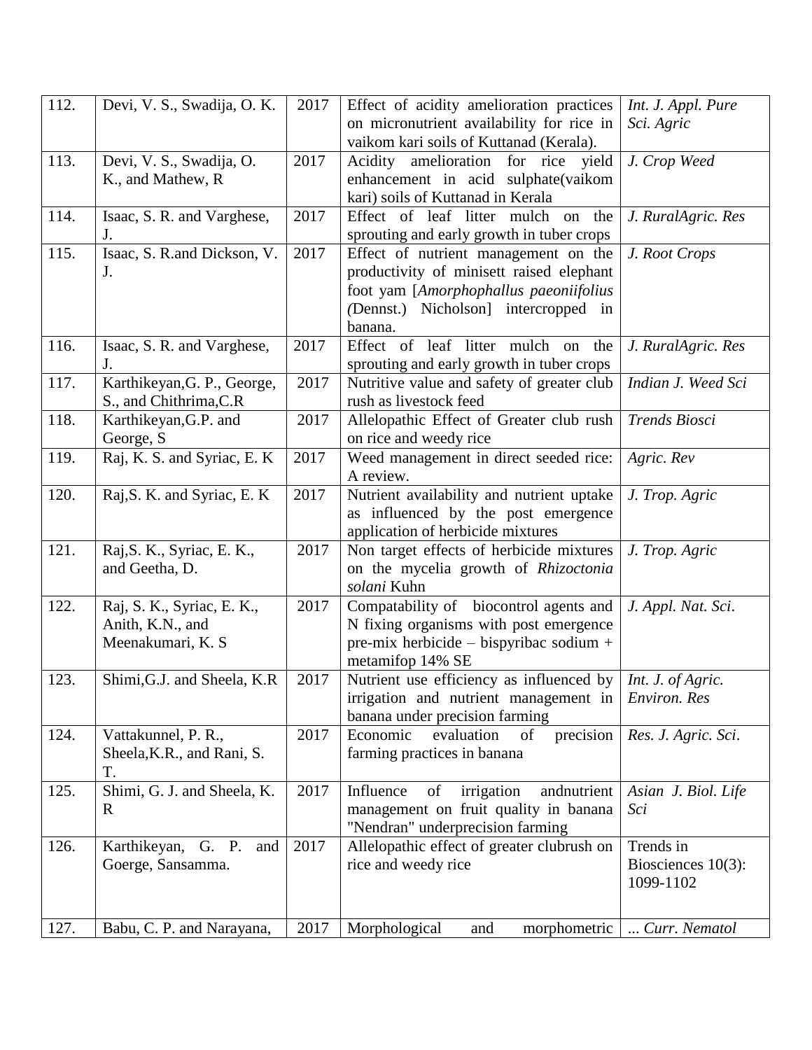| 112. | Devi, V. S., Swadija, O. K. | 2017 | Effect of acidity amelioration practices on micronutrient availability for rice in vaikom kari soils of Kuttanad (Kerala). | *Int. J. Appl. Pure Sci. Agric* |
|---|---|---|---|---|
| 113. | Devi, V. S., Swadija, O. K., and Mathew, R | 2017 | Acidity amelioration for rice yield enhancement in acid sulphate(vaikom kari) soils of Kuttanad in Kerala | *J. Crop Weed* |
| 114. | Isaac, S. R. and Varghese, J. | 2017 | Effect of leaf litter mulch on the sprouting and early growth in tuber crops | *J. RuralAgric. Res* |
| 115. | Isaac, S. R.and Dickson, V. J. | 2017 | Effect of nutrient management on the productivity of minisett raised elephant foot yam [*Amorphophallus paeoniifolius (*Dennst.) Nicholson] intercropped in banana. | *J. Root Crops* |
| 116. | Isaac, S. R. and Varghese, J. | 2017 | Effect of leaf litter mulch on the sprouting and early growth in tuber crops | *J. RuralAgric. Res* |
| 117. | Karthikeyan,G. P., George, S., and Chithrima,C.R | 2017 | Nutritive value and safety of greater club rush as livestock feed | *Indian J. Weed Sci* |
| 118. | Karthikeyan,G.P. and George, S | 2017 | Allelopathic Effect of Greater club rush on rice and weedy rice | *Trends Biosci* |
| 119. | Raj, K. S. and Syriac, E. K | 2017 | Weed management in direct seeded rice: A review. | *Agric. Rev* |
| 120. | Raj,S. K. and Syriac, E. K | 2017 | Nutrient availability and nutrient uptake as influenced by the post emergence application of herbicide mixtures | *J. Trop. Agric* |
| 121. | Raj,S. K., Syriac, E. K., and Geetha, D. | 2017 | Non target effects of herbicide mixtures on the mycelia growth of *Rhizoctonia solani* Kuhn | *J. Trop. Agric* |
| 122. | Raj, S. K., Syriac, E. K., Anith, K.N., and Meenakumari, K. S | 2017 | Compatability of biocontrol agents and N fixing organisms with post emergence pre-mix herbicide – bispyribac sodium + metamifop 14% SE | *J. Appl. Nat. Sci*. |
| 123. | Shimi,G.J. and Sheela, K.R | 2017 | Nutrient use efficiency as influenced by irrigation and nutrient management in banana under precision farming | *Int. J. of Agric. Environ. Res* |
| 124. | Vattakunnel, P. R., Sheela,K.R., and Rani, S. T. | 2017 | Economic evaluation of precision farming practices in banana | *Res. J. Agric. Sci*. |
| 125. | Shimi, G. J. and Sheela, K. R | 2017 | Influence of irrigation andnutrient management on fruit quality in banana "Nendran" underprecision farming | *Asian J. Biol. Life Sci* |
| 126. | Karthikeyan, G. P. and Goerge, Sansamma. | 2017 | Allelopathic effect of greater clubrush on rice and weedy rice | Trends in Biosciences 10(3): 1099-1102 |
| 127. | Babu, C. P. and Narayana, | 2017 | Morphological and morphometric | *... Curr. Nematol* |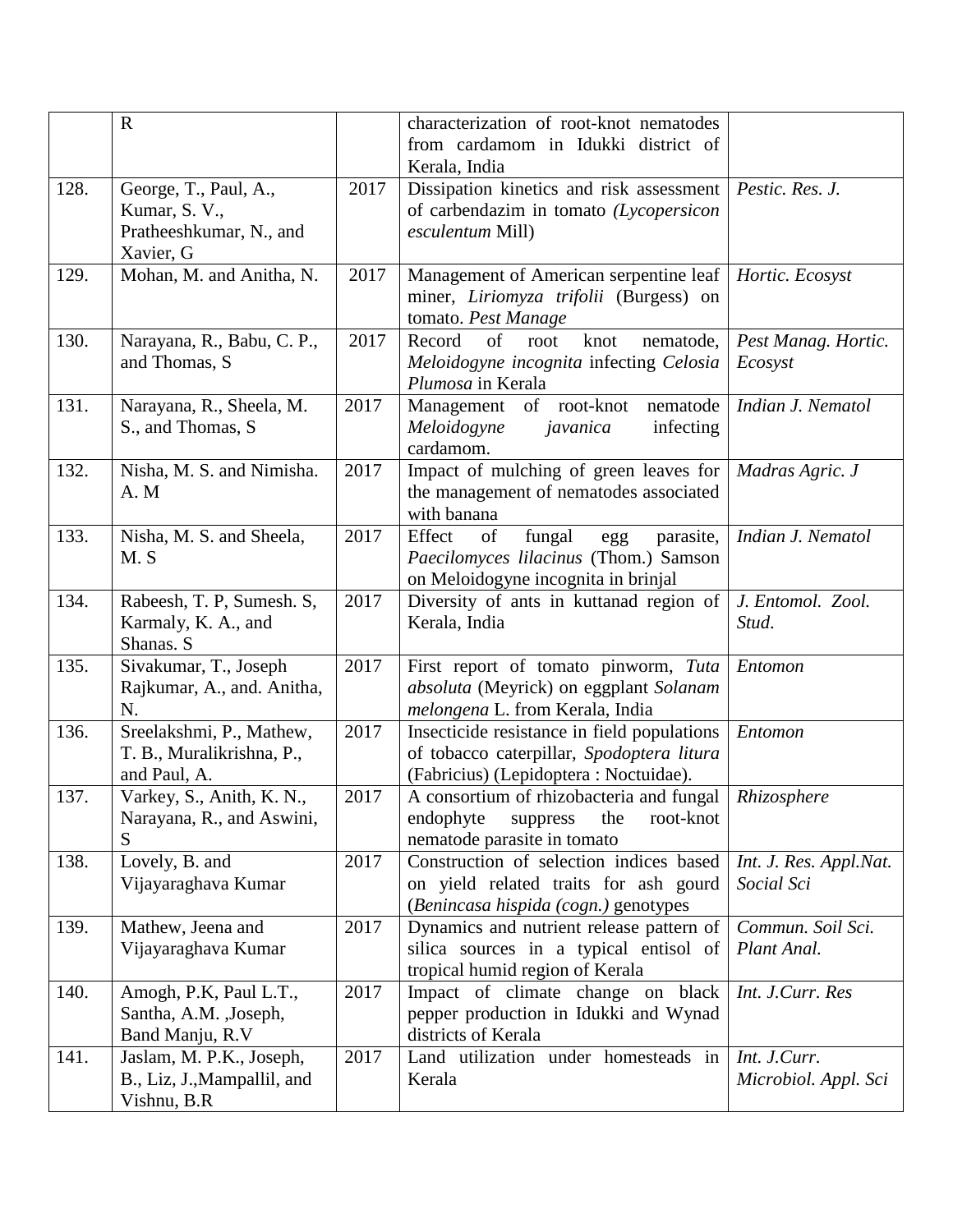|  | R |  | characterization of root-knot nematodes from cardamom in Idukki district of Kerala, India |  |
|---|---|---|---|---|
| 128. | George, T., Paul, A., Kumar, S. V., Pratheeshkumar, N., and Xavier, G | 2017 | Dissipation kinetics and risk assessment of carbendazim in tomato *(Lycopersicon esculentum* Mill) | *Pestic. Res. J.* |
| 129. | Mohan, M. and Anitha, N. | 2017 | Management of American serpentine leaf miner, *Liriomyza trifolii* (Burgess) on tomato. *Pest Manage* | *Hortic. Ecosyst* |
| 130. | Narayana, R., Babu, C. P., and Thomas, S | 2017 | Record of root knot nematode, *Meloidogyne incognita* infecting *Celosia Plumosa* in Kerala | *Pest Manag. Hortic. Ecosyst* |
| 131. | Narayana, R., Sheela, M. S., and Thomas, S | 2017 | Management of root-knot nematode *Meloidogyne javanica* infecting cardamom. | *Indian J. Nematol* |
| 132. | Nisha, M. S. and Nimisha. A. M | 2017 | Impact of mulching of green leaves for the management of nematodes associated with banana | *Madras Agric. J* |
| 133. | Nisha, M. S. and Sheela, M. S | 2017 | Effect of fungal egg parasite, *Paecilomyces lilacinus* (Thom.) Samson on Meloidogyne incognita in brinjal | *Indian J. Nematol* |
| 134. | Rabeesh, T. P, Sumesh. S, Karmaly, K. A., and Shanas. S | 2017 | Diversity of ants in kuttanad region of Kerala, India | *J. Entomol. Zool. Stud.* |
| 135. | Sivakumar, T., Joseph Rajkumar, A., and. Anitha, N. | 2017 | First report of tomato pinworm, *Tuta absoluta* (Meyrick) on eggplant *Solanam melongena* L. from Kerala, India | *Entomon* |
| 136. | Sreelakshmi, P., Mathew, T. B., Muralikrishna, P., and Paul, A. | 2017 | Insecticide resistance in field populations of tobacco caterpillar, *Spodoptera litura* (Fabricius) (Lepidoptera : Noctuidae). | *Entomon* |
| 137. | Varkey, S., Anith, K. N., Narayana, R., and Aswini, S | 2017 | A consortium of rhizobacteria and fungal endophyte suppress the root-knot nematode parasite in tomato | *Rhizosphere* |
| 138. | Lovely, B. and Vijayaraghava Kumar | 2017 | Construction of selection indices based on yield related traits for ash gourd (*Benincasa hispida (cogn.)* genotypes | *Int. J. Res. Appl.Nat. Social Sci* |
| 139. | Mathew, Jeena and Vijayaraghava Kumar | 2017 | Dynamics and nutrient release pattern of silica sources in a typical entisol of tropical humid region of Kerala | *Commun. Soil Sci. Plant Anal.* |
| 140. | Amogh, P.K, Paul L.T., Santha, A.M. ,Joseph, Band Manju, R.V | 2017 | Impact of climate change on black pepper production in Idukki and Wynad districts of Kerala | *Int. J.Curr. Res* |
| 141. | Jaslam, M. P.K., Joseph, B., Liz, J.,Mampallil, and Vishnu, B.R | 2017 | Land utilization under homesteads in Kerala | *Int. J.Curr. Microbiol. Appl. Sci* |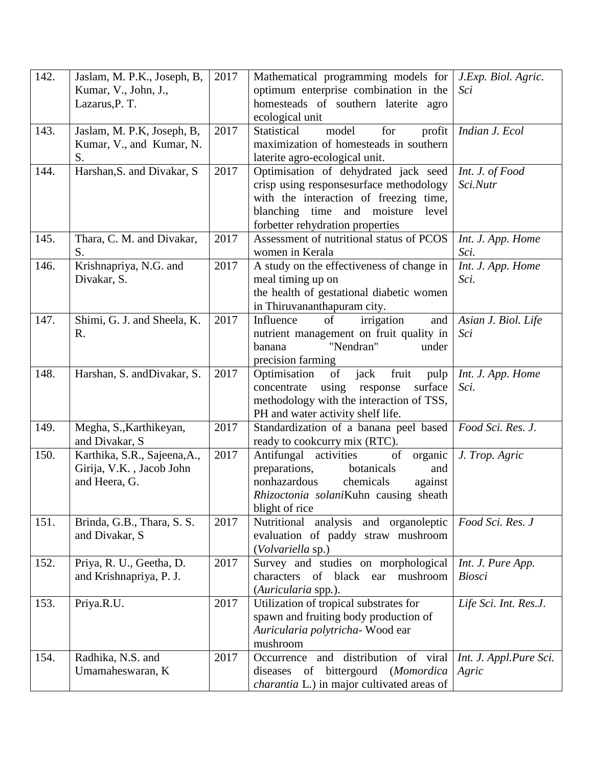| 142. | Jaslam, M. P.K., Joseph, B, Kumar, V., John, J., Lazarus,P. T. | 2017 | Mathematical programming models for optimum enterprise combination in the homesteads of southern laterite agro ecological unit | *J.Exp. Biol. Agric. Sci* |
|---|---|---|---|---|
| 143. | Jaslam, M. P.K, Joseph, B, Kumar, V., and Kumar, N. S. | 2017 | Statistical model for profit maximization of homesteads in southern laterite agro-ecological unit. | *Indian J. Ecol* |
| 144. | Harshan,S. and Divakar, S | 2017 | Optimisation of dehydrated jack seed crisp using responsesurface methodology with the interaction of freezing time, blanching time and moisture level forbetter rehydration properties | *Int. J. of Food Sci.Nutr* |
| 145. | Thara, C. M. and Divakar, S. | 2017 | Assessment of nutritional status of PCOS women in Kerala | *Int. J. App. Home Sci.* |
| 146. | Krishnapriya, N.G. and Divakar, S. | 2017 | A study on the effectiveness of change in meal timing up on the health of gestational diabetic women in Thiruvananthapuram city. | *Int. J. App. Home Sci.* |
| 147. | Shimi, G. J. and Sheela, K. R. | 2017 | Influence of irrigation and nutrient management on fruit quality in banana "Nendran" under precision farming | *Asian J. Biol. Life Sci* |
| 148. | Harshan, S. andDivakar, S. | 2017 | Optimisation of jack fruit pulp concentrate using response surface methodology with the interaction of TSS, PH and water activity shelf life. | *Int. J. App. Home Sci.* |
| 149. | Megha, S.,Karthikeyan, and Divakar, S | 2017 | Standardization of a banana peel based ready to cookcurry mix (RTC). | *Food Sci. Res. J.* |
| 150. | Karthika, S.R., Sajeena,A., Girija, V.K. , Jacob John and Heera, G. | 2017 | Antifungal activities of organic preparations, botanicals and nonhazardous chemicals against *Rhizoctonia solani*Kuhn causing sheath blight of rice | *J. Trop. Agric* |
| 151. | Brinda, G.B., Thara, S. S. and Divakar, S | 2017 | Nutritional analysis and organoleptic evaluation of paddy straw mushroom (*Volvariella* sp.) | *Food Sci. Res. J* |
| 152. | Priya, R. U., Geetha, D. and Krishnapriya, P. J. | 2017 | Survey and studies on morphological characters of black ear mushroom (*Auricularia* spp.). | *Int. J. Pure App. Biosci* |
| 153. | Priya.R.U. | 2017 | Utilization of tropical substrates for spawn and fruiting body production of *Auricularia polytricha*- Wood ear mushroom | *Life Sci. Int. Res.J.* |
| 154. | Radhika, N.S. and Umamaheswaran, K | 2017 | Occurrence and distribution of viral diseases of bittergourd (*Momordica charantia* L.) in major cultivated areas of | *Int. J. Appl.Pure Sci. Agric* |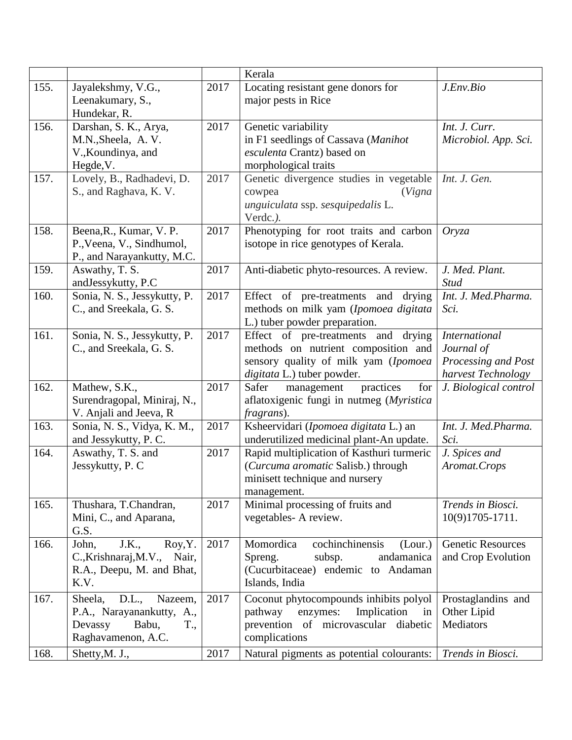| | | | Kerala | |
|---|---|---|---|---|
| 155. | Jayalekshmy, V.G., Leenakumary, S., Hundekar, R. | 2017 | Locating resistant gene donors for major pests in Rice | *J.Env.Bio* |
| 156. | Darshan, S. K., Arya, M.N.,Sheela, A. V. V.,Koundinya, and Hegde,V. | 2017 | Genetic variability in F1 seedlings of Cassava (*Manihot esculenta* Crantz) based on morphological traits | *Int. J. Curr. Microbiol. App. Sci.* |
| 157. | Lovely, B., Radhadevi, D. S., and Raghava, K. V. | 2017 | Genetic divergence studies in vegetable cowpea (*Vigna unguiculata* ssp. *sesquipedalis* L. Verdc.*).* | *Int. J. Gen.* |
| 158. | Beena,R., Kumar, V. P. P.,Veena, V., Sindhumol, P., and Narayankutty, M.C. | 2017 | Phenotyping for root traits and carbon isotope in rice genotypes of Kerala. | *Oryza* |
| 159. | Aswathy, T. S. andJessykutty, P.C | 2017 | Anti-diabetic phyto-resources. A review. | *J. Med. Plant. Stud* |
| 160. | Sonia, N. S., Jessykutty, P. C., and Sreekala, G. S. | 2017 | Effect of pre-treatments and drying methods on milk yam (*Ipomoea digitata* L.) tuber powder preparation. | *Int. J. Med.Pharma. Sci.* |
| 161. | Sonia, N. S., Jessykutty, P. C., and Sreekala, G. S. | 2017 | Effect of pre-treatments and drying methods on nutrient composition and sensory quality of milk yam (*Ipomoea digitata* L.) tuber powder. | *International Journal of Processing and Post harvest Technology* |
| 162. | Mathew, S.K., Surendragopal, Miniraj, N., V. Anjali and Jeeva, R | 2017 | Safer management practices for aflatoxigenic fungi in nutmeg (*Myristica fragrans*). | *J. Biological control* |
| 163. | Sonia, N. S., Vidya, K. M., and Jessykutty, P. C. | 2017 | Ksheervidari (*Ipomoea digitata* L.) an underutilized medicinal plant-An update. | *Int. J. Med.Pharma. Sci.* |
| 164. | Aswathy, T. S. and Jessykutty, P. C | 2017 | Rapid multiplication of Kasthuri turmeric (*Curcuma aromatic* Salisb.) through minisett technique and nursery management. | *J. Spices and Aromat.Crops* |
| 165. | Thushara, T.Chandran, Mini, C., and Aparana, G.S. | 2017 | Minimal processing of fruits and vegetables- A review. | *Trends in Biosci.* 10(9)1705-1711. |
| 166. | John, J.K., Roy,Y. C.,Krishnaraj,M.V., Nair, R.A., Deepu, M. and Bhat, K.V. | 2017 | Momordica cochinchinensis (Lour.) Spreng. subsp. andamanica (Cucurbitaceae) endemic to Andaman Islands, India | Genetic Resources and Crop Evolution |
| 167. | Sheela, D.L., Nazeem, P.A., Narayanankutty, A., Devassy Babu, T., Raghavamenon, A.C. | 2017 | Coconut phytocompounds inhibits polyol pathway enzymes: Implication in prevention of microvascular diabetic complications | Prostaglandins and Other Lipid Mediators |
| 168. | Shetty,M. J., | 2017 | Natural pigments as potential colourants: | *Trends in Biosci.* |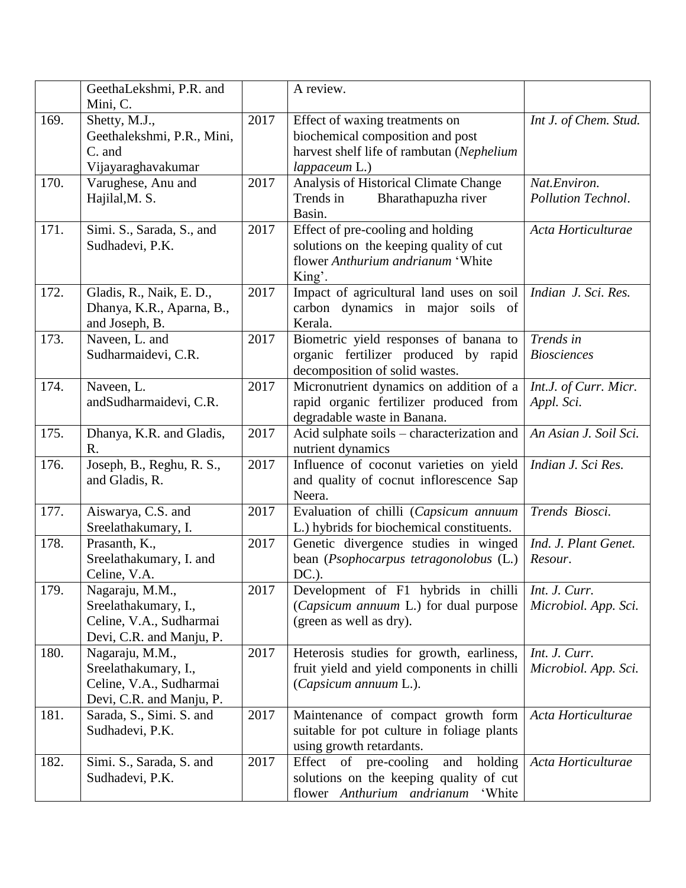| | GeethaLekshmi, P.R. and Mini, C. | | A review. | |
|---|---|---|---|---|
| 169. | Shetty, M.J., Geethalekshmi, P.R., Mini, C. and Vijayaraghavakumar | 2017 | Effect of waxing treatments on biochemical composition and post harvest shelf life of rambutan (*Nephelium lappaceum* L.) | *Int J. of Chem. Stud.* |
| 170. | Varughese, Anu and Hajilal,M. S. | 2017 | Analysis of Historical Climate Change Trends in Bharathapuzha river Basin. | *Nat.Environ. Pollution Technol*. |
| 171. | Simi. S., Sarada, S., and Sudhadevi, P.K. | 2017 | Effect of pre-cooling and holding solutions on the keeping quality of cut flower *Anthurium andrianum* 'White King'. | *Acta Horticulturae* |
| 172. | Gladis, R., Naik, E. D., Dhanya, K.R., Aparna, B., and Joseph, B. | 2017 | Impact of agricultural land uses on soil carbon dynamics in major soils of Kerala. | *Indian J. Sci. Res.* |
| 173. | Naveen, L. and Sudharmaidevi, C.R. | 2017 | Biometric yield responses of banana to organic fertilizer produced by rapid decomposition of solid wastes. | *Trends in Biosciences* |
| 174. | Naveen, L. andSudharmaidevi, C.R. | 2017 | Micronutrient dynamics on addition of a rapid organic fertilizer produced from degradable waste in Banana. | *Int.J. of Curr. Micr. Appl. Sci.* |
| 175. | Dhanya, K.R. and Gladis, R. | 2017 | Acid sulphate soils – characterization and nutrient dynamics | *An Asian J. Soil Sci.* |
| 176. | Joseph, B., Reghu, R. S., and Gladis, R. | 2017 | Influence of coconut varieties on yield and quality of cocnut inflorescence Sap Neera. | *Indian J. Sci Res.* |
| 177. | Aiswarya, C.S. and Sreelathakumary, I. | 2017 | Evaluation of chilli (*Capsicum annuum* L.) hybrids for biochemical constituents. | *Trends Biosci.* |
| 178. | Prasanth, K., Sreelathakumary, I. and Celine, V.A. | 2017 | Genetic divergence studies in winged bean (*Psophocarpus tetragonolobus* (L.) DC.). | *Ind. J. Plant Genet. Resour*. |
| 179. | Nagaraju, M.M., Sreelathakumary, I., Celine, V.A., Sudharmai Devi, C.R. and Manju, P. | 2017 | Development of F1 hybrids in chilli (*Capsicum annuum* L.) for dual purpose (green as well as dry). | *Int. J. Curr. Microbiol. App. Sci.* |
| 180. | Nagaraju, M.M., Sreelathakumary, I., Celine, V.A., Sudharmai Devi, C.R. and Manju, P. | 2017 | Heterosis studies for growth, earliness, fruit yield and yield components in chilli (*Capsicum annuum* L.). | *Int. J. Curr. Microbiol. App. Sci.* |
| 181. | Sarada, S., Simi. S. and Sudhadevi, P.K. | 2017 | Maintenance of compact growth form suitable for pot culture in foliage plants using growth retardants. | *Acta Horticulturae* |
| 182. | Simi. S., Sarada, S. and Sudhadevi, P.K. | 2017 | Effect of pre-cooling and holding solutions on the keeping quality of cut flower *Anthurium andrianum* 'White | *Acta Horticulturae* |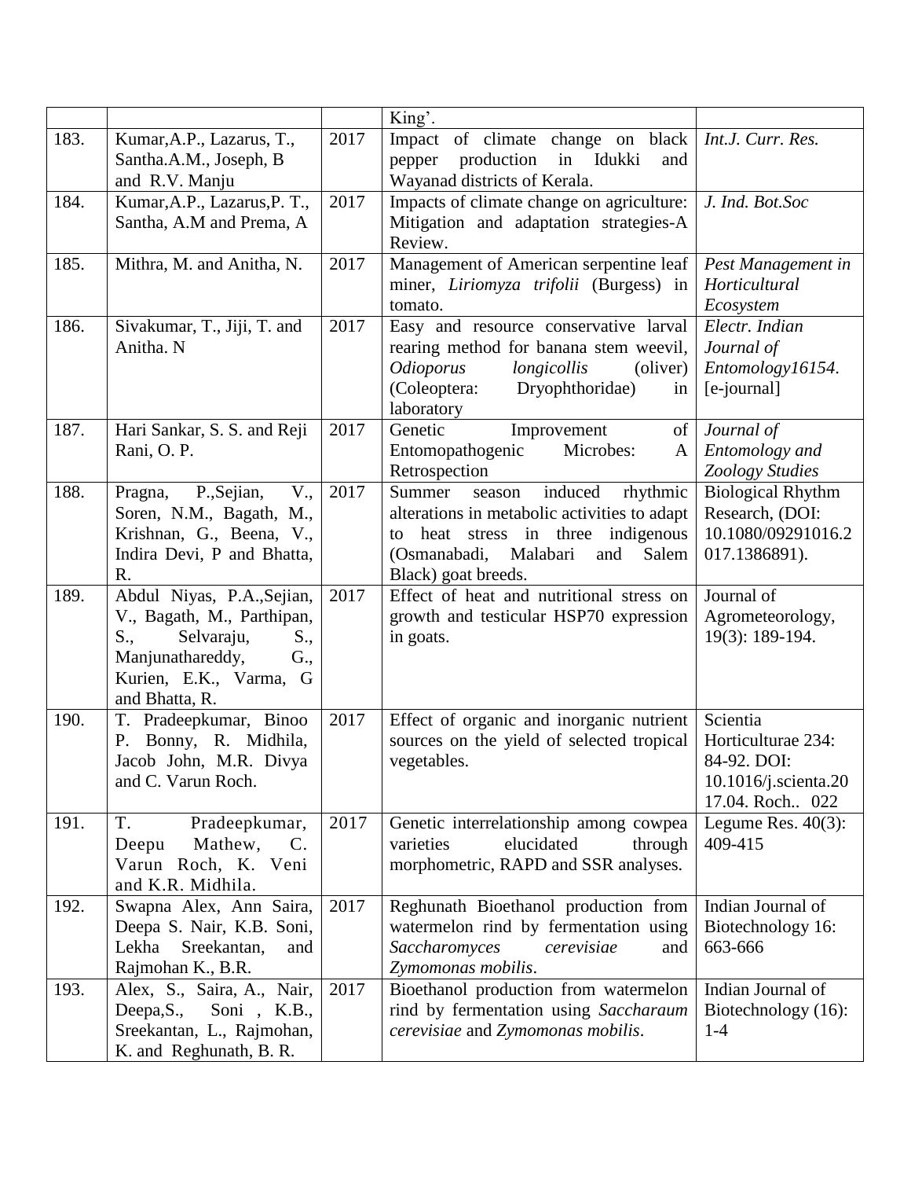|  |  |  | King'. |  |
|---|---|---|---|---|
| 183. | Kumar,A.P., Lazarus, T., Santha.A.M., Joseph, B and R.V. Manju | 2017 | Impact of climate change on black pepper production in Idukki and Wayanad districts of Kerala. | *Int.J. Curr. Res.* |
| 184. | Kumar,A.P., Lazarus,P. T., Santha, A.M and Prema, A | 2017 | Impacts of climate change on agriculture: Mitigation and adaptation strategies-A Review. | *J. Ind. Bot.Soc* |
| 185. | Mithra, M. and Anitha, N. | 2017 | Management of American serpentine leaf miner, *Liriomyza trifolii* (Burgess) in tomato. | *Pest Management in Horticultural Ecosystem* |
| 186. | Sivakumar, T., Jiji, T. and Anitha. N | 2017 | Easy and resource conservative larval rearing method for banana stem weevil, *Odioporus longicollis* (oliver) (Coleoptera: Dryophthoridae) in laboratory | *Electr. Indian Journal of Entomology16154.* [e-journal] |
| 187. | Hari Sankar, S. S. and Reji Rani, O. P. | 2017 | Genetic Improvement of Entomopathogenic Microbes: A Retrospection | *Journal of Entomology and Zoology Studies* |
| 188. | Pragna, P.,Sejian, V., Soren, N.M., Bagath, M., Krishnan, G., Beena, V., Indira Devi, P and Bhatta, R. | 2017 | Summer season induced rhythmic alterations in metabolic activities to adapt to heat stress in three indigenous (Osmanabadi, Malabari and Salem Black) goat breeds. | Biological Rhythm Research, (DOI: 10.1080/09291016.2017.1386891). |
| 189. | Abdul Niyas, P.A.,Sejian, V., Bagath, M., Parthipan, S., Selvaraju, S., Manjunathareddy, G., Kurien, E.K., Varma, G and Bhatta, R. | 2017 | Effect of heat and nutritional stress on growth and testicular HSP70 expression in goats. | Journal of Agrometeorology, 19(3): 189-194. |
| 190. | T. Pradeepkumar, Binoo P. Bonny, R. Midhila, Jacob John, M.R. Divya and C. Varun Roch. | 2017 | Effect of organic and inorganic nutrient sources on the yield of selected tropical vegetables. | Scientia Horticulturae 234: 84-92. DOI: 10.1016/j.scienta.2017.04. Roch.. 022 |
| 191. | T. Pradeepkumar, Deepu Mathew, C. Varun Roch, K. Veni and K.R. Midhila. | 2017 | Genetic interrelationship among cowpea varieties elucidated through morphometric, RAPD and SSR analyses. | Legume Res. 40(3): 409-415 |
| 192. | Swapna Alex, Ann Saira, Deepa S. Nair, K.B. Soni, Lekha Sreekantan, and Rajmohan K., B.R. | 2017 | Reghunath Bioethanol production from watermelon rind by fermentation using *Saccharomyces cerevisiae* and *Zymomonas mobilis*. | Indian Journal of Biotechnology 16: 663-666 |
| 193. | Alex, S., Saira, A., Nair, Deepa,S., Soni , K.B., Sreekantan, L., Rajmohan, K. and Reghunath, B. R. | 2017 | Bioethanol production from watermelon rind by fermentation using *Saccharaum cerevisiae* and *Zymomonas mobilis*. | Indian Journal of Biotechnology (16): 1-4 |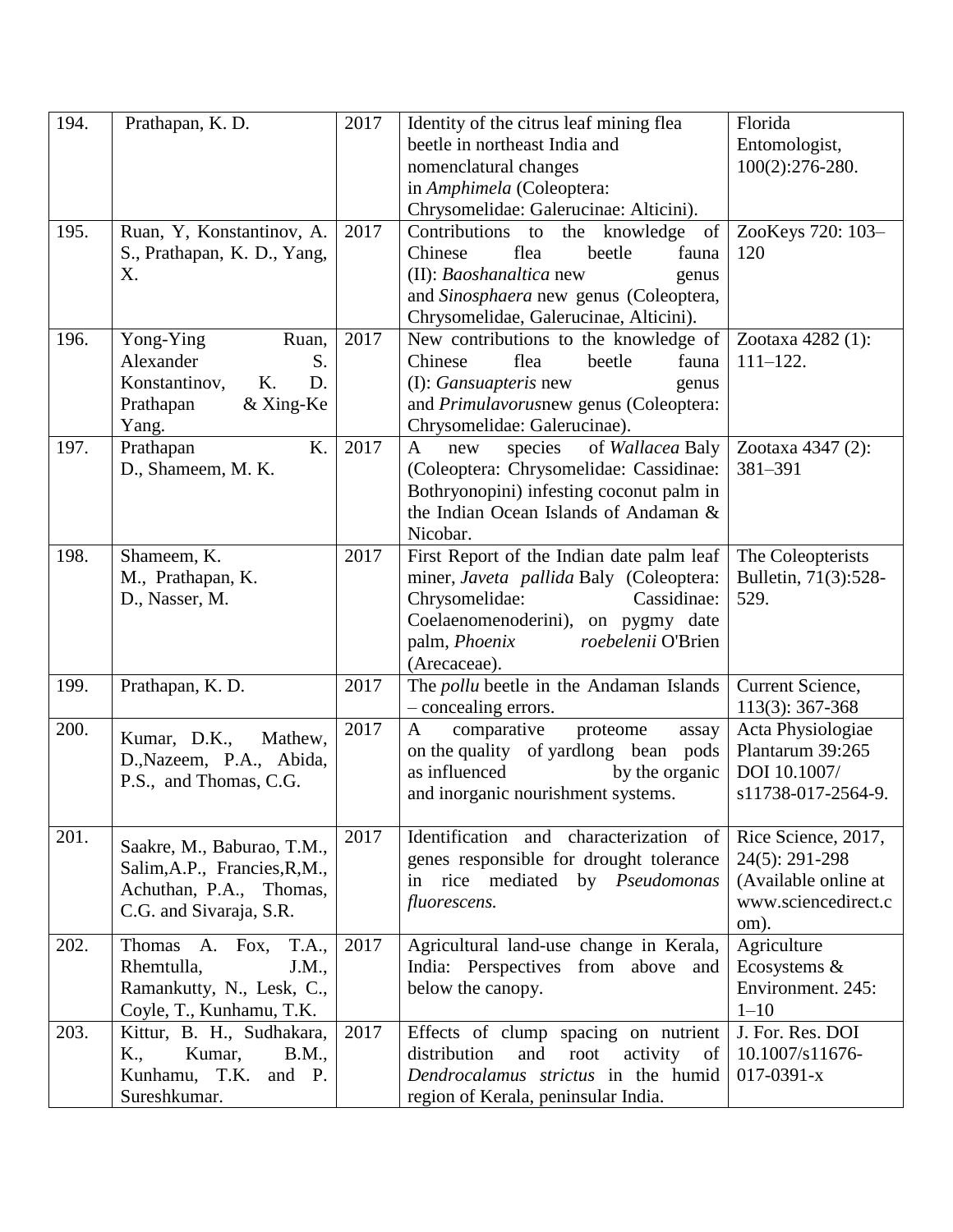| 194. | Prathapan, K. D. | 2017 | Identity of the citrus leaf mining flea beetle in northeast India and nomenclatural changes in *Amphimela* (Coleoptera: Chrysomelidae: Galerucinae: Alticini). | Florida Entomologist, 100(2):276-280. |
|---|---|---|---|---|
| 195. | Ruan, Y, Konstantinov, A. S., Prathapan, K. D., Yang, X. | 2017 | Contributions to the knowledge of Chinese flea beetle fauna (II): *Baoshanaltica* new genus and *Sinosphaera* new genus (Coleoptera, Chrysomelidae, Galerucinae, Alticini). | ZooKeys 720: 103–120 |
| 196. | Yong-Ying Ruan, Alexander S. Konstantinov, K. D. Prathapan & Xing-Ke Yang. | 2017 | New contributions to the knowledge of Chinese flea beetle fauna (I): *Gansuapteris* new genus and *Primulavorus*new genus (Coleoptera: Chrysomelidae: Galerucinae). | Zootaxa 4282 (1): 111–122. |
| 197. | Prathapan K. D., Shameem, M. K. | 2017 | A new species of *Wallacea* Baly (Coleoptera: Chrysomelidae: Cassidinae: Bothryonopini) infesting coconut palm in the Indian Ocean Islands of Andaman & Nicobar. | Zootaxa 4347 (2): 381–391 |
| 198. | Shameem, K. M., Prathapan, K. D., Nasser, M. | 2017 | First Report of the Indian date palm leaf miner, *Javeta pallida* Baly (Coleoptera: Chrysomelidae: Cassidinae: Coelaenomenoderini), on pygmy date palm, *Phoenix roebelenii* O'Brien (Arecaceae). | The Coleopterists Bulletin, 71(3):528-529. |
| 199. | Prathapan, K. D. | 2017 | The *pollu* beetle in the Andaman Islands – concealing errors. | Current Science, 113(3): 367-368 |
| 200. | Kumar, D.K., Mathew, D.,Nazeem, P.A., Abida, P.S., and Thomas, C.G. | 2017 | A comparative proteome assay on the quality of yardlong bean pods as influenced by the organic and inorganic nourishment systems. | Acta Physiologiae Plantarum 39:265 DOI 10.1007/ s11738-017-2564-9. |
| 201. | Saakre, M., Baburao, T.M., Salim,A.P., Francies,R,M., Achuthan, P.A., Thomas, C.G. and Sivaraja, S.R. | 2017 | Identification and characterization of genes responsible for drought tolerance in rice mediated by *Pseudomonas fluorescens.* | Rice Science, 2017, 24(5): 291-298 (Available online at www.sciencedirect.com). |
| 202. | Thomas A. Fox, T.A., Rhemtulla, J.M., Ramankutty, N., Lesk, C., Coyle, T., Kunhamu, T.K. | 2017 | Agricultural land-use change in Kerala, India: Perspectives from above and below the canopy. | Agriculture Ecosystems & Environment. 245: 1–10 |
| 203. | Kittur, B. H., Sudhakara, K., Kumar, B.M., Kunhamu, T.K. and P. Sureshkumar. | 2017 | Effects of clump spacing on nutrient distribution and root activity of *Dendrocalamus strictus* in the humid region of Kerala, peninsular India. | J. For. Res. DOI 10.1007/s11676-017-0391-x |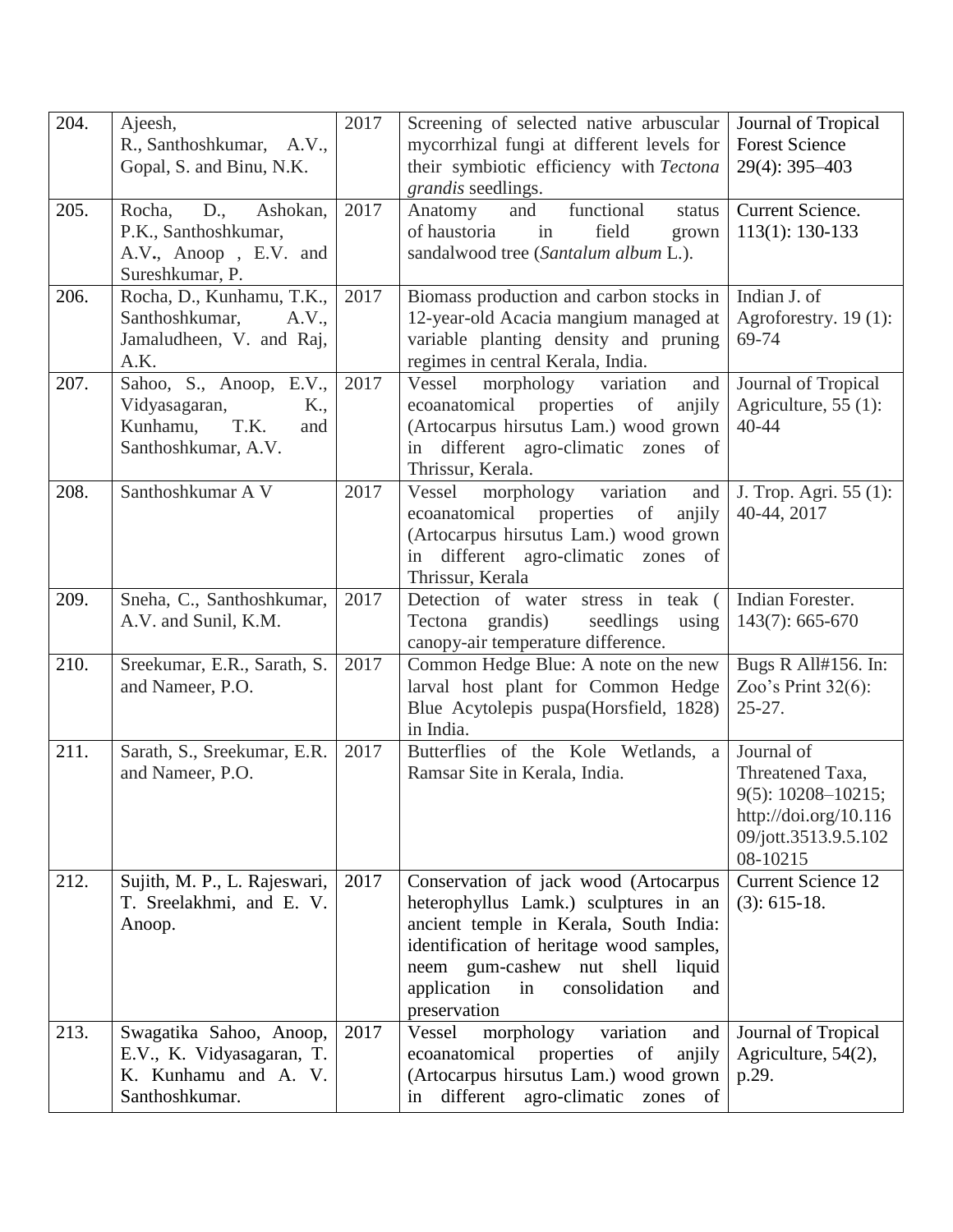| 204. | Ajeesh, R., Santhoshkumar, A.V., Gopal, S. and Binu, N.K. | 2017 | Screening of selected native arbuscular mycorrhizal fungi at different levels for their symbiotic efficiency with *Tectona grandis* seedlings. | Journal of Tropical Forest Science 29(4): 395–403 |
|---|---|---|---|---|
| 205. | Rocha, D., Ashokan, P.K., Santhoshkumar, A.V**.**, Anoop , E.V. and Sureshkumar, P. | 2017 | Anatomy and functional status of haustoria in field grown sandalwood tree (*Santalum album* L.). | Current Science. 113(1): 130-133 |
| 206. | Rocha, D., Kunhamu, T.K., Santhoshkumar, A.V., Jamaludheen, V. and Raj, A.K. | 2017 | Biomass production and carbon stocks in 12-year-old Acacia mangium managed at variable planting density and pruning regimes in central Kerala, India. | Indian J. of Agroforestry. 19 (1): 69-74 |
| 207. | Sahoo, S., Anoop, E.V., Vidyasagaran, K., Kunhamu, T.K. and Santhoshkumar, A.V. | 2017 | Vessel morphology variation and ecoanatomical properties of anjily (Artocarpus hirsutus Lam.) wood grown in different agro-climatic zones of Thrissur, Kerala. | Journal of Tropical Agriculture, 55 (1): 40-44 |
| 208. | Santhoshkumar A V | 2017 | Vessel morphology variation and ecoanatomical properties of anjily (Artocarpus hirsutus Lam.) wood grown in different agro-climatic zones of Thrissur, Kerala | J. Trop. Agri. 55 (1): 40-44, 2017 |
| 209. | Sneha, C., Santhoshkumar, A.V. and Sunil, K.M. | 2017 | Detection of water stress in teak ( Tectona grandis) seedlings using canopy-air temperature difference. | Indian Forester. 143(7): 665-670 |
| 210. | Sreekumar, E.R., Sarath, S. and Nameer, P.O. | 2017 | Common Hedge Blue: A note on the new larval host plant for Common Hedge Blue Acytolepis puspa(Horsfield, 1828) in India. | Bugs R All#156. In: Zoo's Print 32(6): 25-27. |
| 211. | Sarath, S., Sreekumar, E.R. and Nameer, P.O. | 2017 | Butterflies of the Kole Wetlands, a Ramsar Site in Kerala, India. | Journal of Threatened Taxa, 9(5): 10208–10215; http://doi.org/10.11609/jott.3513.9.5.10208-10215 |
| 212. | Sujith, M. P., L. Rajeswari, T. Sreelakhmi, and E. V. Anoop. | 2017 | Conservation of jack wood (Artocarpus heterophyllus Lamk.) sculptures in an ancient temple in Kerala, South India: identification of heritage wood samples, neem gum-cashew nut shell liquid application in consolidation and preservation | Current Science 12 (3): 615-18. |
| 213. | Swagatika Sahoo, Anoop, E.V., K. Vidyasagaran, T. K. Kunhamu and A. V. Santhoshkumar. | 2017 | Vessel morphology variation and ecoanatomical properties of anjily (Artocarpus hirsutus Lam.) wood grown in different agro-climatic zones of | Journal of Tropical Agriculture, 54(2), p.29. |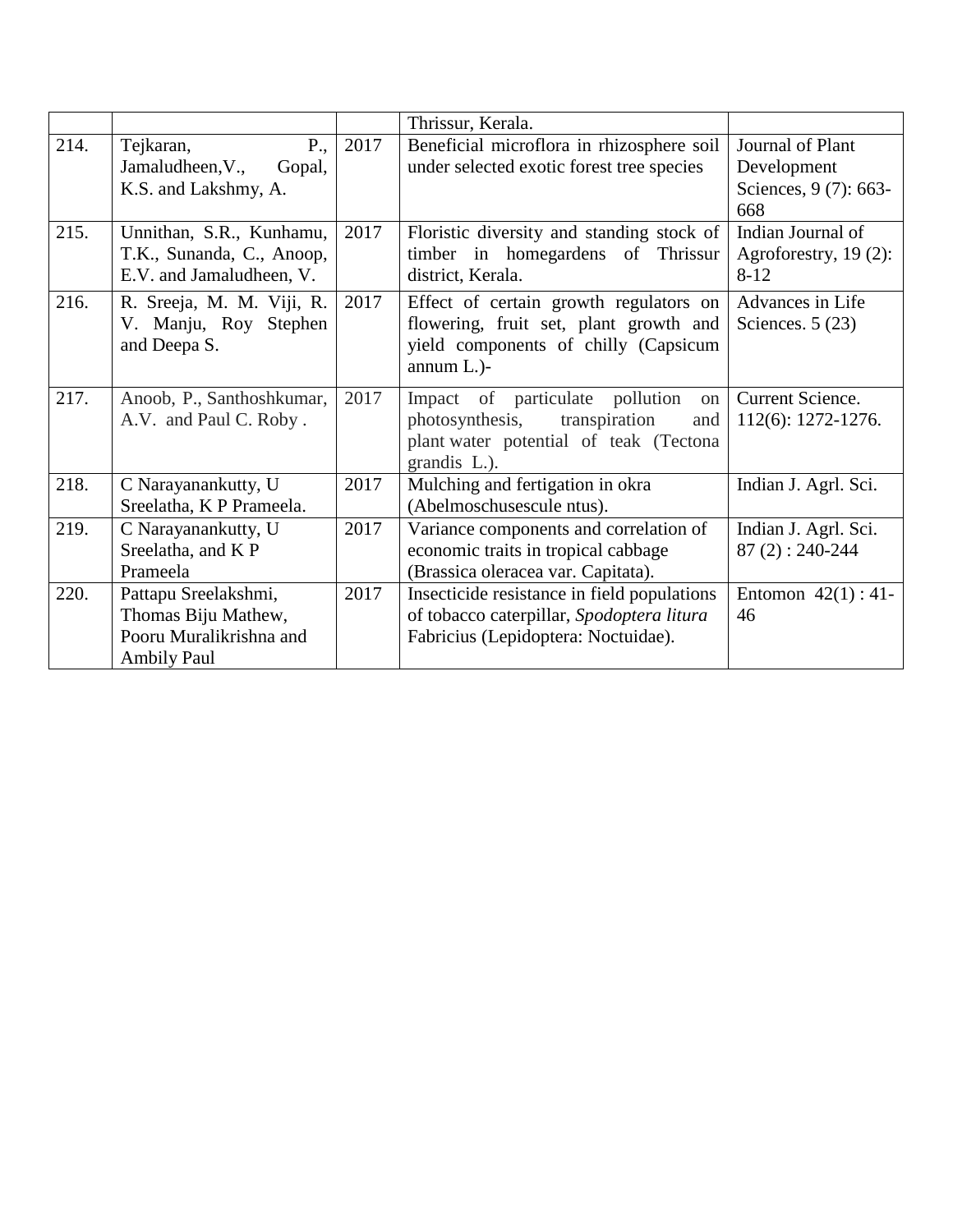| | | | | |
|---|---|---|---|---|
| | | | Thrissur, Kerala. | |
| 214. | Tejkaran, P., Jamaludheen,V., Gopal, K.S. and Lakshmy, A. | 2017 | Beneficial microflora in rhizosphere soil under selected exotic forest tree species | Journal of Plant Development Sciences, 9 (7): 663-668 |
| 215. | Unnithan, S.R., Kunhamu, T.K., Sunanda, C., Anoop, E.V. and Jamaludheen, V. | 2017 | Floristic diversity and standing stock of timber in homegardens of Thrissur district, Kerala. | Indian Journal of Agroforestry, 19 (2): 8-12 |
| 216. | R. Sreeja, M. M. Viji, R. V. Manju, Roy Stephen and Deepa S. | 2017 | Effect of certain growth regulators on flowering, fruit set, plant growth and yield components of chilly (Capsicum annum L.)- | Advances in Life Sciences. 5 (23) |
| 217. | Anoob, P., Santhoshkumar, A.V. and Paul C. Roby . | 2017 | Impact of particulate pollution on photosynthesis, transpiration and plant water potential of teak (Tectona grandis L.). | Current Science. 112(6): 1272-1276. |
| 218. | C Narayanankutty, U Sreelatha, K P Prameela. | 2017 | Mulching and fertigation in okra (Abelmoschusescule ntus). | Indian J. Agrl. Sci. |
| 219. | C Narayanankutty, U Sreelatha, and K P Prameela | 2017 | Variance components and correlation of economic traits in tropical cabbage (Brassica oleracea var. Capitata). | Indian J. Agrl. Sci. 87 (2) : 240-244 |
| 220. | Pattapu Sreelakshmi, Thomas Biju Mathew, Pooru Muralikrishna and Ambily Paul | 2017 | Insecticide resistance in field populations of tobacco caterpillar, *Spodoptera litura* Fabricius (Lepidoptera: Noctuidae). | Entomon 42(1) : 41-46 |